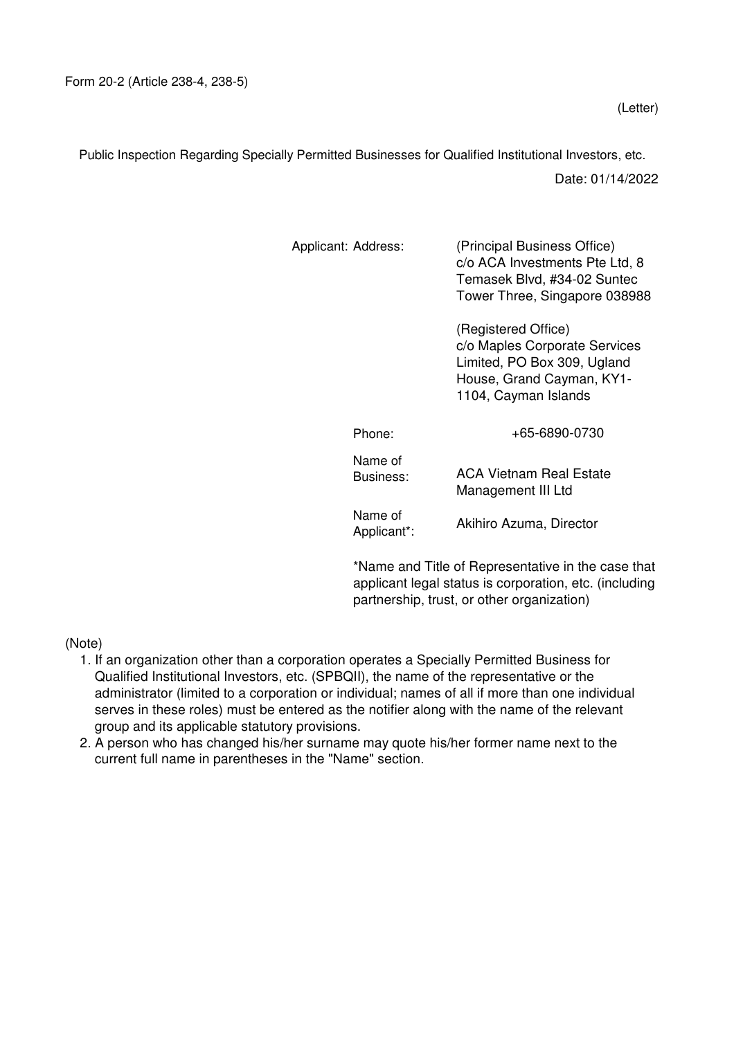Form 20-2 (Article 238-4, 238-5)

(Letter)

Public Inspection Regarding Specially Permitted Businesses for Qualified Institutional Investors, etc.

Date: 01/14/2022

| Applicant: Address: | (Principal Business Office) c/o ACA Investments Pte Ltd, 8 Temasek Blvd, #34-02 Suntec Tower Three, Singapore 038988<br><br>(Registered Office) c/o Maples Corporate Services Limited, PO Box 309, Ugland House, Grand Cayman, KY1-1104, Cayman Islands |
|---|---|
| Phone: | +65-6890-0730 |
| Name of Business: | ACA Vietnam Real Estate Management III Ltd |
| Name of Applicant*: | Akihiro Azuma, Director |

*Name and Title of Representative in the case that applicant legal status is corporation, etc. (including partnership, trust, or other organization)

(Note)

1. If an organization other than a corporation operates a Specially Permitted Business for Qualified Institutional Investors, etc. (SPBQII), the name of the representative or the administrator (limited to a corporation or individual; names of all if more than one individual serves in these roles) must be entered as the notifier along with the name of the relevant group and its applicable statutory provisions.
2. A person who has changed his/her surname may quote his/her former name next to the current full name in parentheses in the "Name" section.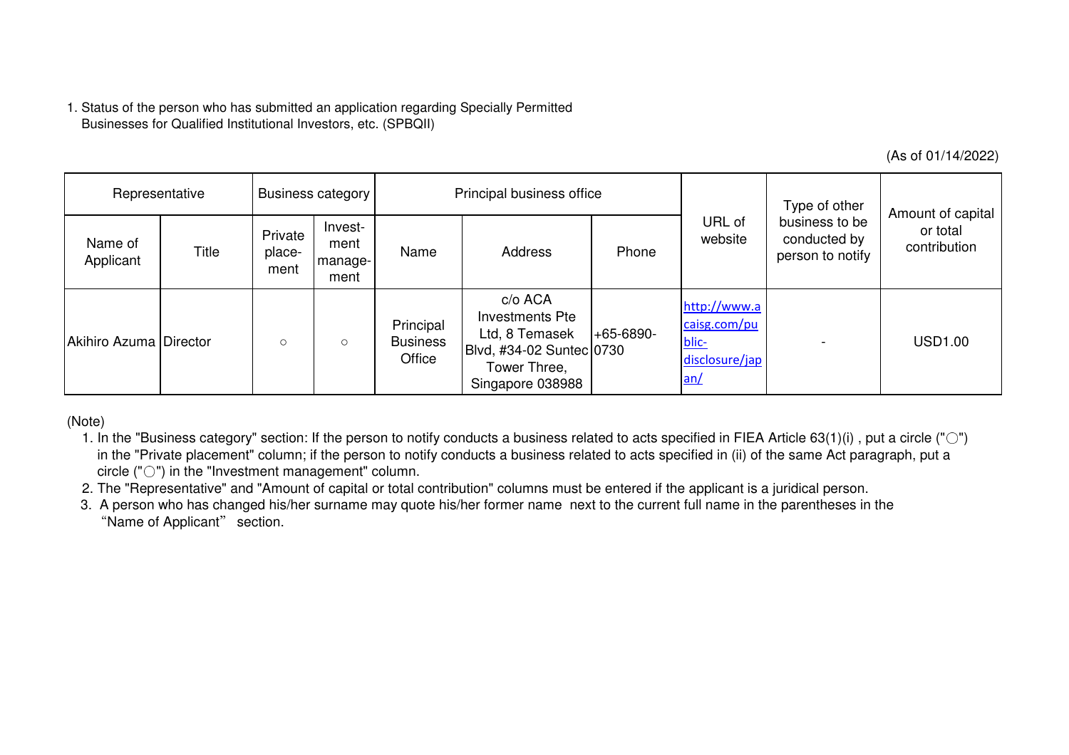1. Status of the person who has submitted an application regarding Specially Permitted Businesses for Qualified Institutional Investors, etc. (SPBQII)

(As of 01/14/2022)

| Representative | | Business category | | Principal business office | | | URL of website | Type of other business to be conducted by person to notify | Amount of capital or total contribution |
|---|---|---|---|---|---|---|---|---|---|
| Name of Applicant | Title | Private place-ment | Invest-ment manage-ment | Name | Address | Phone | | | |
| Akihiro Azuma | Director | ○ | ○ | Principal Business Office | c/o ACA Investments Pte Ltd, 8 Temasek Blvd, #34-02 Suntec Tower Three, Singapore 038988 | +65-6890-0730 | http://www.acaisg.com/public-disclosure/japan/ | - | USD1.00 |

(Note)

1. In the "Business category" section: If the person to notify conducts a business related to acts specified in FIEA Article 63(1)(i) , put a circle ("○") in the "Private placement" column; if the person to notify conducts a business related to acts specified in (ii) of the same Act paragraph, put a circle ("○") in the "Investment management" column.
2. The "Representative" and "Amount of capital or total contribution" columns must be entered if the applicant is a juridical person.
3. A person who has changed his/her surname may quote his/her former name next to the current full name in the parentheses in the "Name of Applicant" section.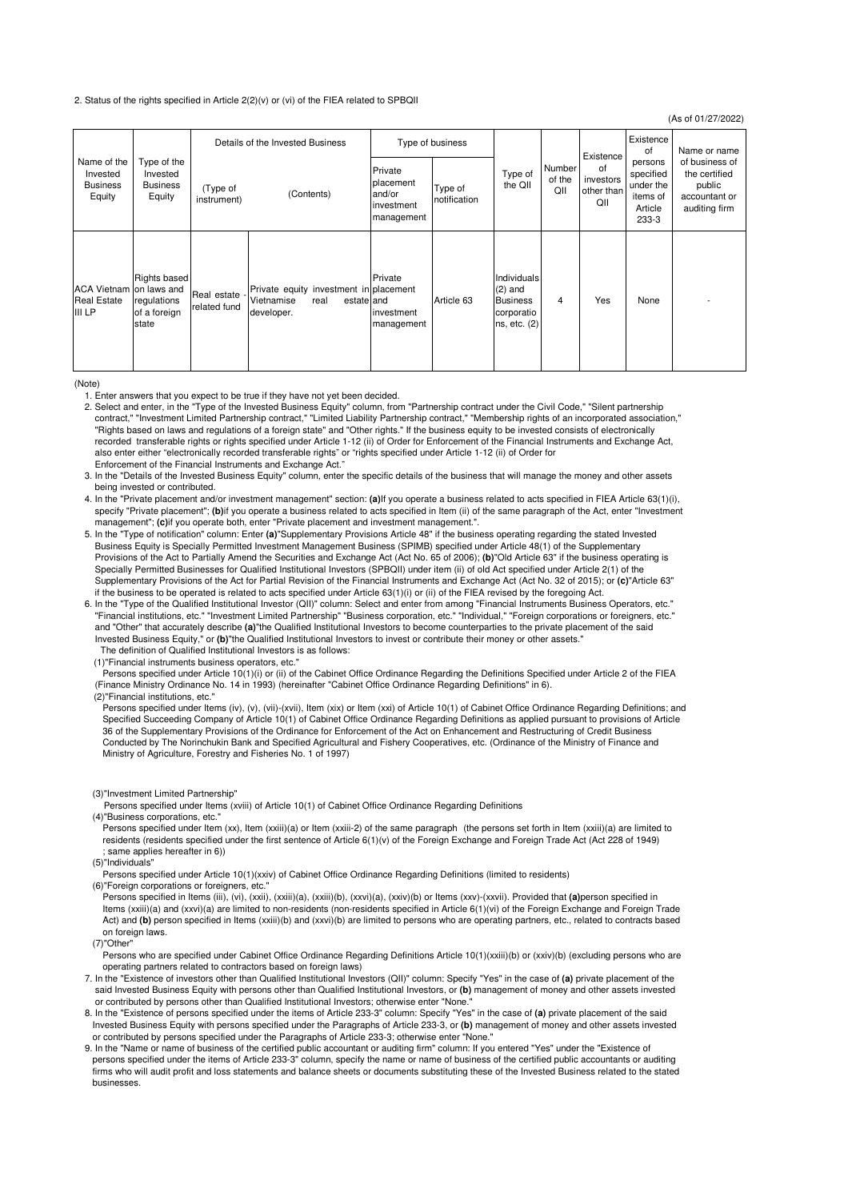2. Status of the rights specified in Article 2(2)(v) or (vi) of the FIEA related to SPBQII

(As of 01/27/2022)

| Name of the Invested Business Equity | Type of the Invested Business Equity | Details of the Invested Business | | Type of business | | Type of the QII | Number of the QII | Existence of investors other than QII | Existence of persons specified under the items of Article 233-3 | Name or name of business of the certified public accountant or auditing firm |
|---|---|---|---|---|---|---|---|---|---|---|
| | | (Type of instrument) | (Contents) | Private placement and/or investment management | Type of notification | | | | | |
| ACA Vietnam Real Estate III LP | Rights based on laws and regulations of a foreign state | Real estate - related fund | Private equity investment in Vietnamise real estate developer. | Private placement and investment management | Article 63 | Individuals (2) and Business corporations, etc. (2) | 4 | Yes | None | - |

(Note)

1. Enter answers that you expect to be true if they have not yet been decided.
2. Select and enter, in the "Type of the Invested Business Equity" column, from "Partnership contract under the Civil Code," "Silent partnership contract," "Investment Limited Partnership contract," "Limited Liability Partnership contract," "Membership rights of an incorporated association," "Rights based on laws and regulations of a foreign state" and "Other rights." If the business equity to be invested consists of electronically recorded transferable rights or rights specified under Article 1-12 (ii) of Order for Enforcement of the Financial Instruments and Exchange Act, also enter either "electronically recorded transferable rights" or "rights specified under Article 1-12 (ii) of Order for Enforcement of the Financial Instruments and Exchange Act."
3. In the "Details of the Invested Business Equity" column, enter the specific details of the business that will manage the money and other assets being invested or contributed.
4. In the "Private placement and/or investment management" section: **(a)**If you operate a business related to acts specified in FIEA Article 63(1)(i), specify "Private placement"; **(b)**if you operate a business related to acts specified in Item (ii) of the same paragraph of the Act, enter "Investment management"; **(c)**if you operate both, enter "Private placement and investment management.".
5. In the "Type of notification" column: Enter **(a)**"Supplementary Provisions Article 48" if the business operating regarding the stated Invested Business Equity is Specially Permitted Investment Management Business (SPIMB) specified under Article 48(1) of the Supplementary Provisions of the Act to Partially Amend the Securities and Exchange Act (Act No. 65 of 2006); **(b)**"Old Article 63" if the business operating is Specially Permitted Businesses for Qualified Institutional Investors (SPBQII) under item (ii) of old Act specified under Article 2(1) of the Supplementary Provisions of the Act for Partial Revision of the Financial Instruments and Exchange Act (Act No. 32 of 2015); or **(c)**"Article 63" if the business to be operated is related to acts specified under Article 63(1)(i) or (ii) of the FIEA revised by the foregoing Act.
6. In the "Type of the Qualified Institutional Investor (QII)" column: Select and enter from among "Financial Instruments Business Operators, etc." "Financial institutions, etc." "Investment Limited Partnership" "Business corporation, etc." "Individual," "Foreign corporations or foreigners, etc." and "Other" that accurately describe **(a)**"the Qualified Institutional Investors to become counterparties to the private placement of the said Invested Business Equity," or **(b)**"the Qualified Institutional Investors to invest or contribute their money or other assets."
   The definition of Qualified Institutional Investors is as follows:
   (1)"Financial instruments business operators, etc."
   Persons specified under Article 10(1)(i) or (ii) of the Cabinet Office Ordinance Regarding the Definitions Specified under Article 2 of the FIEA (Finance Ministry Ordinance No. 14 in 1993) (hereinafter "Cabinet Office Ordinance Regarding Definitions" in 6).
   (2)"Financial institutions, etc."
   Persons specified under Items (iv), (v), (vii)-(xvii), Item (xix) or Item (xxi) of Article 10(1) of Cabinet Office Ordinance Regarding Definitions; and Specified Succeeding Company of Article 10(1) of Cabinet Office Ordinance Regarding Definitions as applied pursuant to provisions of Article 36 of the Supplementary Provisions of the Ordinance for Enforcement of the Act on Enhancement and Restructuring of Credit Business Conducted by The Norinchukin Bank and Specified Agricultural and Fishery Cooperatives, etc. (Ordinance of the Ministry of Finance and Ministry of Agriculture, Forestry and Fisheries No. 1 of 1997)

   (3)"Investment Limited Partnership"
   Persons specified under Items (xviii) of Article 10(1) of Cabinet Office Ordinance Regarding Definitions
   (4)"Business corporations, etc."
   Persons specified under Item (xx), Item (xxiii)(a) or Item (xxii-2) of the same paragraph (the persons set forth in Item (xxiii)(a) are limited to residents (residents specified under the first sentence of Article 6(1)(v) of the Foreign Exchange and Foreign Trade Act (Act 228 of 1949) ; same applies hereafter in 6))
   (5)"Individuals"
   Persons specified under Article 10(1)(xxiv) of Cabinet Office Ordinance Regarding Definitions (limited to residents)
   (6)"Foreign corporations or foreigners, etc."
   Persons specified in Items (iii), (vi), (xxii), (xxiii)(a), (xxiii)(b), (xxvi)(a), (xxiv)(b) or Items (xxv)-(xxvii). Provided that **(a)**person specified in Items (xxiii)(a) and (xxvi)(a) are limited to non-residents (non-residents specified in Article 6(1)(vi) of the Foreign Exchange and Foreign Trade Act) and **(b)** person specified in Items (xxiii)(b) and (xxvi)(b) are limited to persons who are operating partners, etc., related to contracts based on foreign laws.
   (7)"Other"
   Persons who are specified under Cabinet Office Ordinance Regarding Definitions Article 10(1)(xxiii)(b) or (xxiv)(b) (excluding persons who are operating partners related to contractors based on foreign laws)
7. In the "Existence of investors other than Qualified Institutional Investors (QII)" column: Specify "Yes" in the case of **(a)** private placement of the said Invested Business Equity with persons other than Qualified Institutional Investors, or **(b)** management of money and other assets invested or contributed by persons other than Qualified Institutional Investors; otherwise enter "None."
8. In the "Existence of persons specified under the items of Article 233-3" column: Specify "Yes" in the case of **(a)** private placement of the said Invested Business Equity with persons specified under the Paragraphs of Article 233-3, or **(b)** management of money and other assets invested or contributed by persons specified under the Paragraphs of Article 233-3; otherwise enter "None."
9. In the "Name or name of business of the certified public accountant or auditing firm" column: If you entered "Yes" under the "Existence of persons specified under the items of Article 233-3" column, specify the name or name of business of the certified public accountants or auditing firms who will audit profit and loss statements and balance sheets or documents substituting these of the Invested Business related to the stated businesses.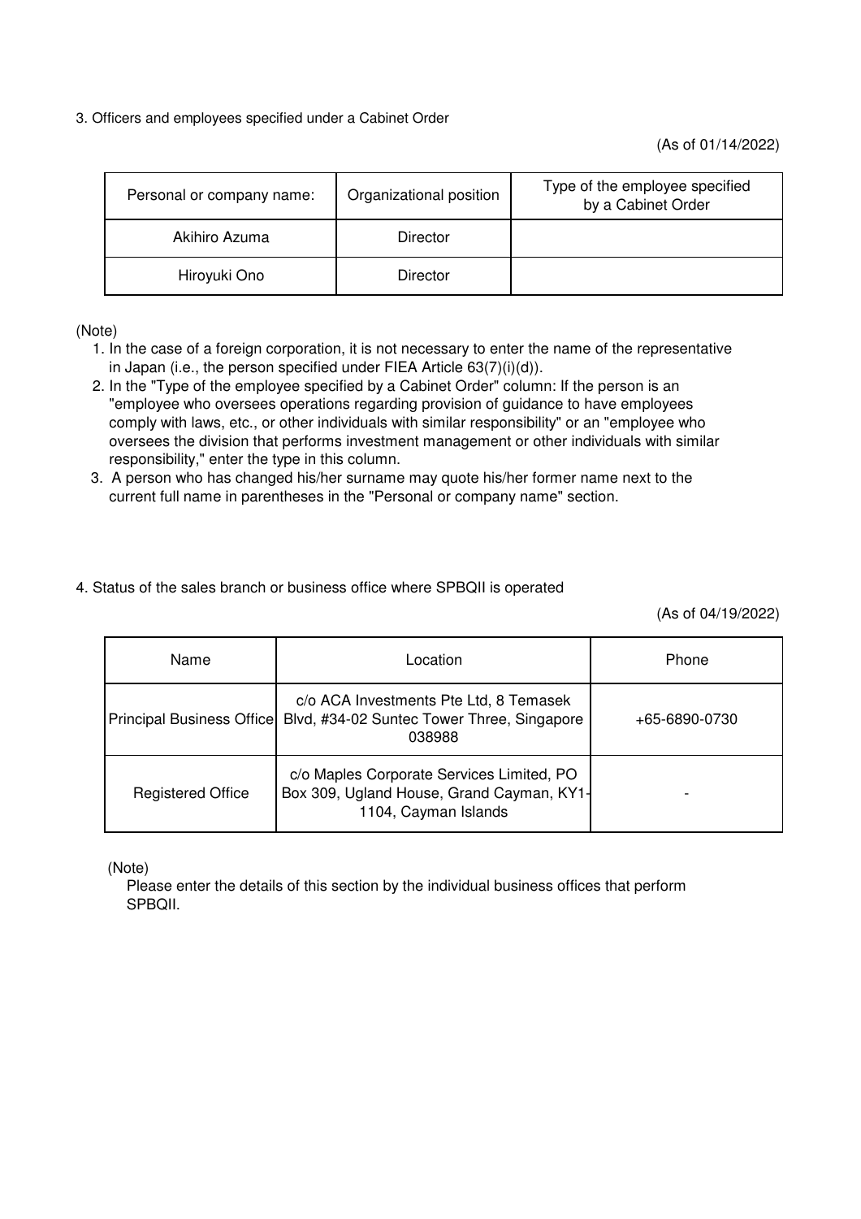## 3. Officers and employees specified under a Cabinet Order

(As of 01/14/2022)

| Personal or company name: | Organizational position | Type of the employee specified by a Cabinet Order |
|---|---|---|
| Akihiro Azuma | Director | |
| Hiroyuki Ono | Director | |

(Note)

1. In the case of a foreign corporation, it is not necessary to enter the name of the representative in Japan (i.e., the person specified under FIEA Article 63(7)(i)(d)).
2. In the "Type of the employee specified by a Cabinet Order" column: If the person is an "employee who oversees operations regarding provision of guidance to have employees comply with laws, etc., or other individuals with similar responsibility" or an "employee who oversees the division that performs investment management or other individuals with similar responsibility," enter the type in this column.
3. A person who has changed his/her surname may quote his/her former name next to the current full name in parentheses in the "Personal or company name" section.

## 4. Status of the sales branch or business office where SPBQII is operated

(As of 04/19/2022)

| Name | Location | Phone |
|---|---|---|
| Principal Business Office | c/o ACA Investments Pte Ltd, 8 Temasek Blvd, #34-02 Suntec Tower Three, Singapore 038988 | +65-6890-0730 |
| Registered Office | c/o Maples Corporate Services Limited, PO Box 309, Ugland House, Grand Cayman, KY1-1104, Cayman Islands | - |

(Note)

Please enter the details of this section by the individual business offices that perform SPBQII.